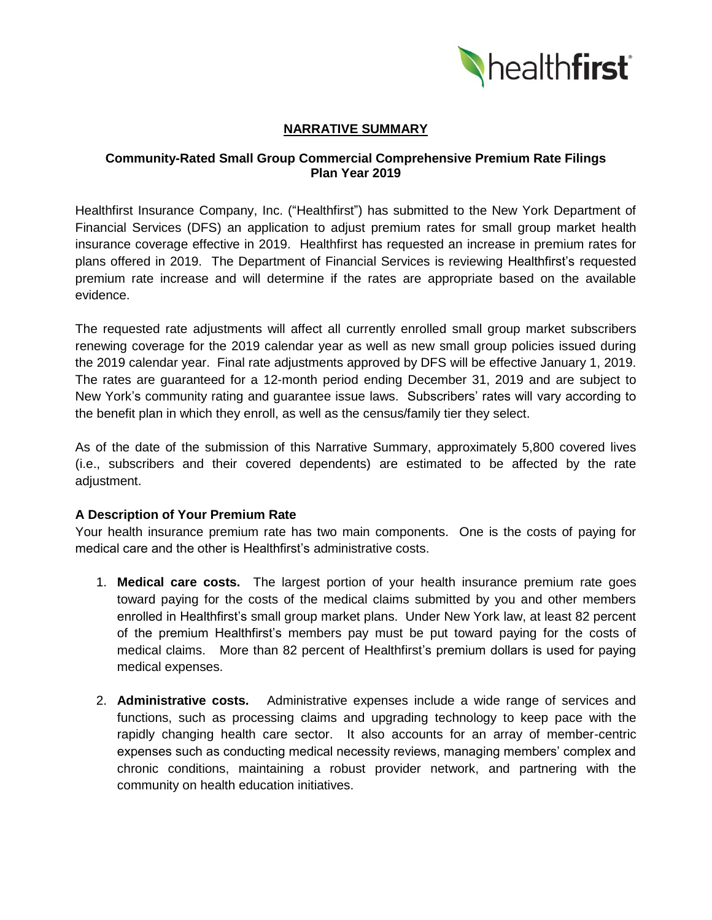## NARRATIVE SUMMARY

### Community-Rated Small Group Commercial Comprehensive Premium Rate Filings Plan Year 2019

Healthfirst Insurance Company, Inc. ("Healthfirst") has submitted to the New York Department of Financial Services (DFS) an application to adjust premium rates for small group market health insurance coverage effective in 2019. Healthfirst has requested an increase in premium rates for plans offered in 2019. The Department of Financial Services is reviewing Healthfirst's requested premium rate increase and will determine if the rates are appropriate based on the available evidence.

The requested rate adjustments will affect all currently enrolled small group market subscribers renewing coverage for the 2019 calendar year as well as new small group policies issued during the 2019 calendar year. Final rate adjustments approved by DFS will be effective January 1, 2019. The rates are guaranteed for a 12-month period ending December 31, 2019 and are subject to New York's community rating and guarantee issue laws. Subscribers' rates will vary according to the benefit plan in which they enroll, as well as the census/family tier they select.

As of the date of the submission of this Narrative Summary, approximately 5,800 covered lives (i.e., subscribers and their covered dependents) are estimated to be affected by the rate adjustment.

### A Description of Your Premium Rate

Your health insurance premium rate has two main components. One is the costs of paying for medical care and the other is Healthfirst's administrative costs.

1. **Medical care costs.** The largest portion of your health insurance premium rate goes toward paying for the costs of the medical claims submitted by you and other members enrolled in Healthfirst's small group market plans. Under New York law, at least 82 percent of the premium Healthfirst's members pay must be put toward paying for the costs of medical claims. More than 82 percent of Healthfirst's premium dollars is used for paying medical expenses.

2. **Administrative costs.** Administrative expenses include a wide range of services and functions, such as processing claims and upgrading technology to keep pace with the rapidly changing health care sector. It also accounts for an array of member-centric expenses such as conducting medical necessity reviews, managing members' complex and chronic conditions, maintaining a robust provider network, and partnering with the community on health education initiatives.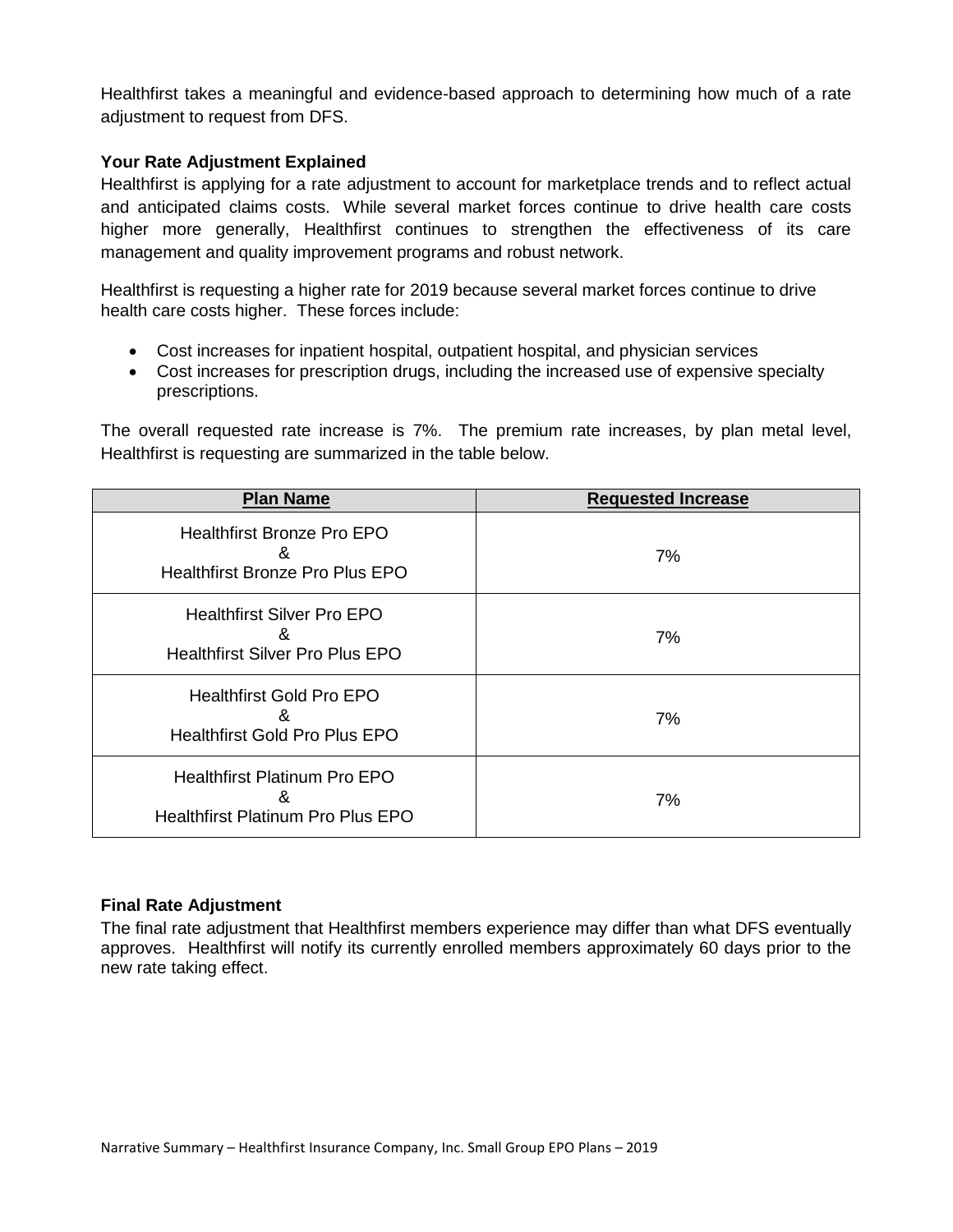Healthfirst takes a meaningful and evidence-based approach to determining how much of a rate adjustment to request from DFS.

**Your Rate Adjustment Explained**

Healthfirst is applying for a rate adjustment to account for marketplace trends and to reflect actual and anticipated claims costs. While several market forces continue to drive health care costs higher more generally, Healthfirst continues to strengthen the effectiveness of its care management and quality improvement programs and robust network.

Healthfirst is requesting a higher rate for 2019 because several market forces continue to drive health care costs higher. These forces include:

- Cost increases for inpatient hospital, outpatient hospital, and physician services
- Cost increases for prescription drugs, including the increased use of expensive specialty prescriptions.

The overall requested rate increase is 7%. The premium rate increases, by plan metal level, Healthfirst is requesting are summarized in the table below.

| Plan Name | Requested Increase |
|---|---|
| Healthfirst Bronze Pro EPO & Healthfirst Bronze Pro Plus EPO | 7% |
| Healthfirst Silver Pro EPO & Healthfirst Silver Pro Plus EPO | 7% |
| Healthfirst Gold Pro EPO & Healthfirst Gold Pro Plus EPO | 7% |
| Healthfirst Platinum Pro EPO & Healthfirst Platinum Pro Plus EPO | 7% |

**Final Rate Adjustment**

The final rate adjustment that Healthfirst members experience may differ than what DFS eventually approves. Healthfirst will notify its currently enrolled members approximately 60 days prior to the new rate taking effect.